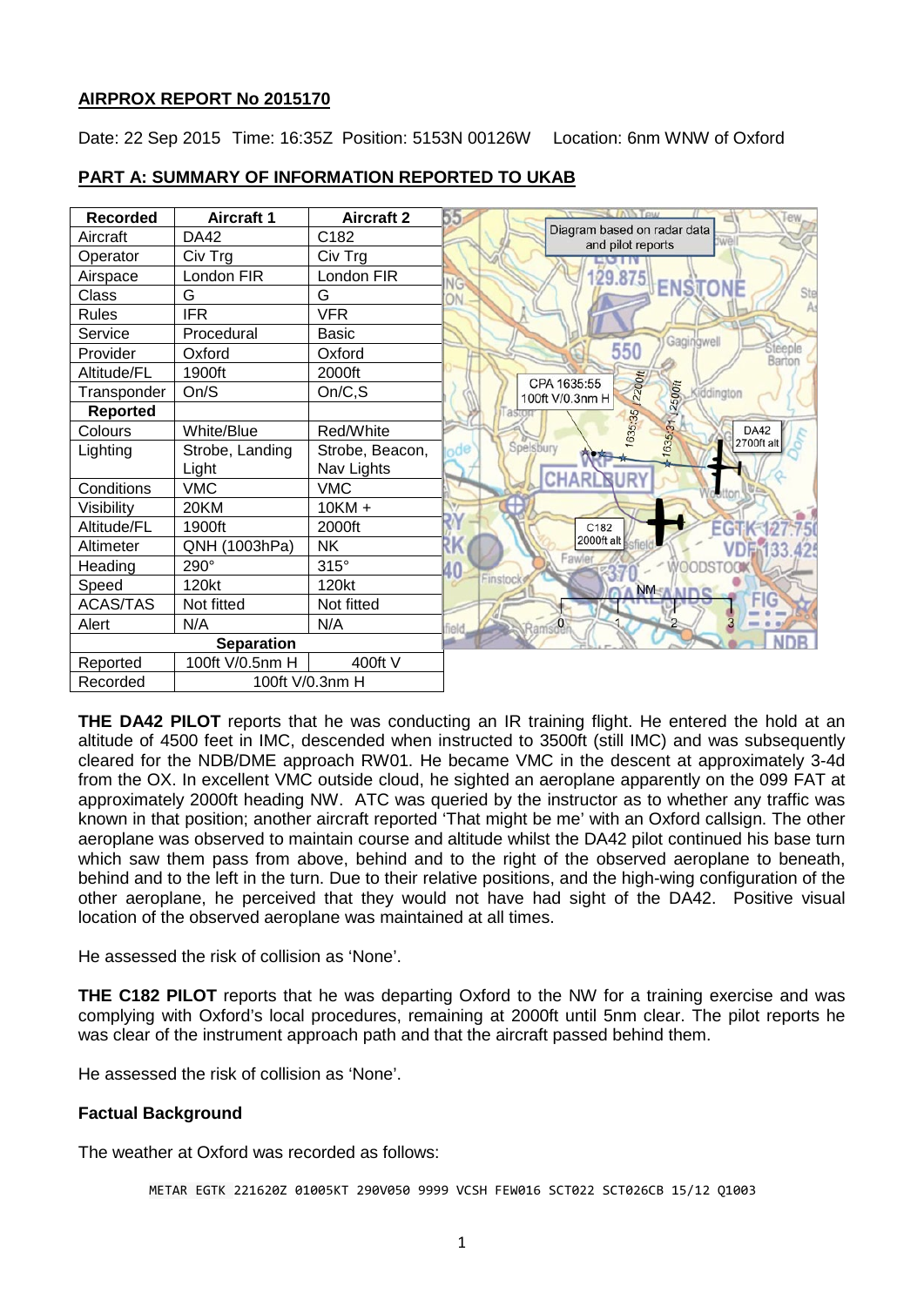## AIRPROX REPORT No 2015170

Date: 22 Sep 2015 Time: 16:35Z Position: 5153N 00126W Location: 6nm WNW of Oxford

## PART A: SUMMARY OF INFORMATION REPORTED TO UKAB

| Recorded | Aircraft 1 | Aircraft 2 |
|---|---|---|
| Aircraft | DA42 | C182 |
| Operator | Civ Trg | Civ Trg |
| Airspace | London FIR | London FIR |
| Class | G | G |
| Rules | IFR | VFR |
| Service | Procedural | Basic |
| Provider | Oxford | Oxford |
| Altitude/FL | 1900ft | 2000ft |
| Transponder | On/S | On/C,S |
| **Reported** | | |
| Colours | White/Blue | Red/White |
| Lighting | Strobe, Landing Light | Strobe, Beacon, Nav Lights |
| Conditions | VMC | VMC |
| Visibility | 20KM | 10KM + |
| Altitude/FL | 1900ft | 2000ft |
| Altimeter | QNH (1003hPa) | NK |
| Heading | 290° | 315° |
| Speed | 120kt | 120kt |
| ACAS/TAS | Not fitted | Not fitted |
| Alert | N/A | N/A |
| **Separation** | | |
| Reported | 100ft V/0.5nm H | 400ft V |
| Recorded | 100ft V/0.3nm H | |

Diagram based on radar data and pilot reports

CPA 1635:55 100ft V/0.3nm H

**THE DA42 PILOT** reports that he was conducting an IR training flight. He entered the hold at an altitude of 4500 feet in IMC, descended when instructed to 3500ft (still IMC) and was subsequently cleared for the NDB/DME approach RW01. He became VMC in the descent at approximately 3-4d from the OX. In excellent VMC outside cloud, he sighted an aeroplane apparently on the 099 FAT at approximately 2000ft heading NW. ATC was queried by the instructor as to whether any traffic was known in that position; another aircraft reported 'That might be me' with an Oxford callsign. The other aeroplane was observed to maintain course and altitude whilst the DA42 pilot continued his base turn which saw them pass from above, behind and to the right of the observed aeroplane to beneath, behind and to the left in the turn. Due to their relative positions, and the high-wing configuration of the other aeroplane, he perceived that they would not have had sight of the DA42. Positive visual location of the observed aeroplane was maintained at all times.

He assessed the risk of collision as 'None'.

**THE C182 PILOT** reports that he was departing Oxford to the NW for a training exercise and was complying with Oxford's local procedures, remaining at 2000ft until 5nm clear. The pilot reports he was clear of the instrument approach path and that the aircraft passed behind them.

He assessed the risk of collision as 'None'.

### Factual Background

The weather at Oxford was recorded as follows:

```
METAR EGTK 221620Z 01005KT 290V050 9999 VCSH FEW016 SCT022 SCT026CB 15/12 Q1003
```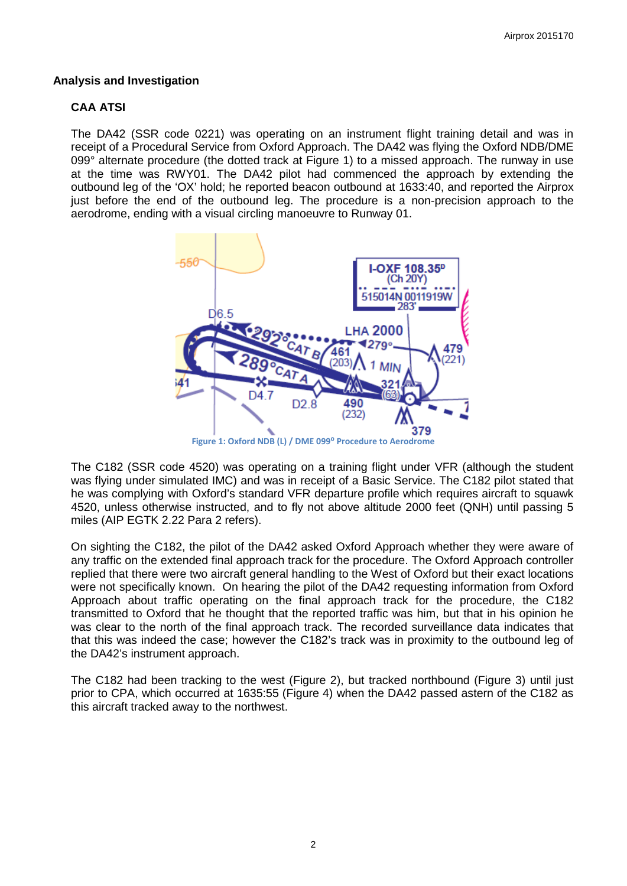## Analysis and Investigation

### CAA ATSI

The DA42 (SSR code 0221) was operating on an instrument flight training detail and was in receipt of a Procedural Service from Oxford Approach. The DA42 was flying the Oxford NDB/DME 099° alternate procedure (the dotted track at Figure 1) to a missed approach. The runway in use at the time was RWY01. The DA42 pilot had commenced the approach by extending the outbound leg of the 'OX' hold; he reported beacon outbound at 1633:40, and reported the Airprox just before the end of the outbound leg. The procedure is a non-precision approach to the aerodrome, ending with a visual circling manoeuvre to Runway 01.

Figure 1: Oxford NDB (L) / DME 099° Procedure to Aerodrome

The C182 (SSR code 4520) was operating on a training flight under VFR (although the student was flying under simulated IMC) and was in receipt of a Basic Service. The C182 pilot stated that he was complying with Oxford's standard VFR departure profile which requires aircraft to squawk 4520, unless otherwise instructed, and to fly not above altitude 2000 feet (QNH) until passing 5 miles (AIP EGTK 2.22 Para 2 refers).

On sighting the C182, the pilot of the DA42 asked Oxford Approach whether they were aware of any traffic on the extended final approach track for the procedure. The Oxford Approach controller replied that there were two aircraft general handling to the West of Oxford but their exact locations were not specifically known. On hearing the pilot of the DA42 requesting information from Oxford Approach about traffic operating on the final approach track for the procedure, the C182 transmitted to Oxford that he thought that the reported traffic was him, but that in his opinion he was clear to the north of the final approach track. The recorded surveillance data indicates that that this was indeed the case; however the C182's track was in proximity to the outbound leg of the DA42's instrument approach.

The C182 had been tracking to the west (Figure 2), but tracked northbound (Figure 3) until just prior to CPA, which occurred at 1635:55 (Figure 4) when the DA42 passed astern of the C182 as this aircraft tracked away to the northwest.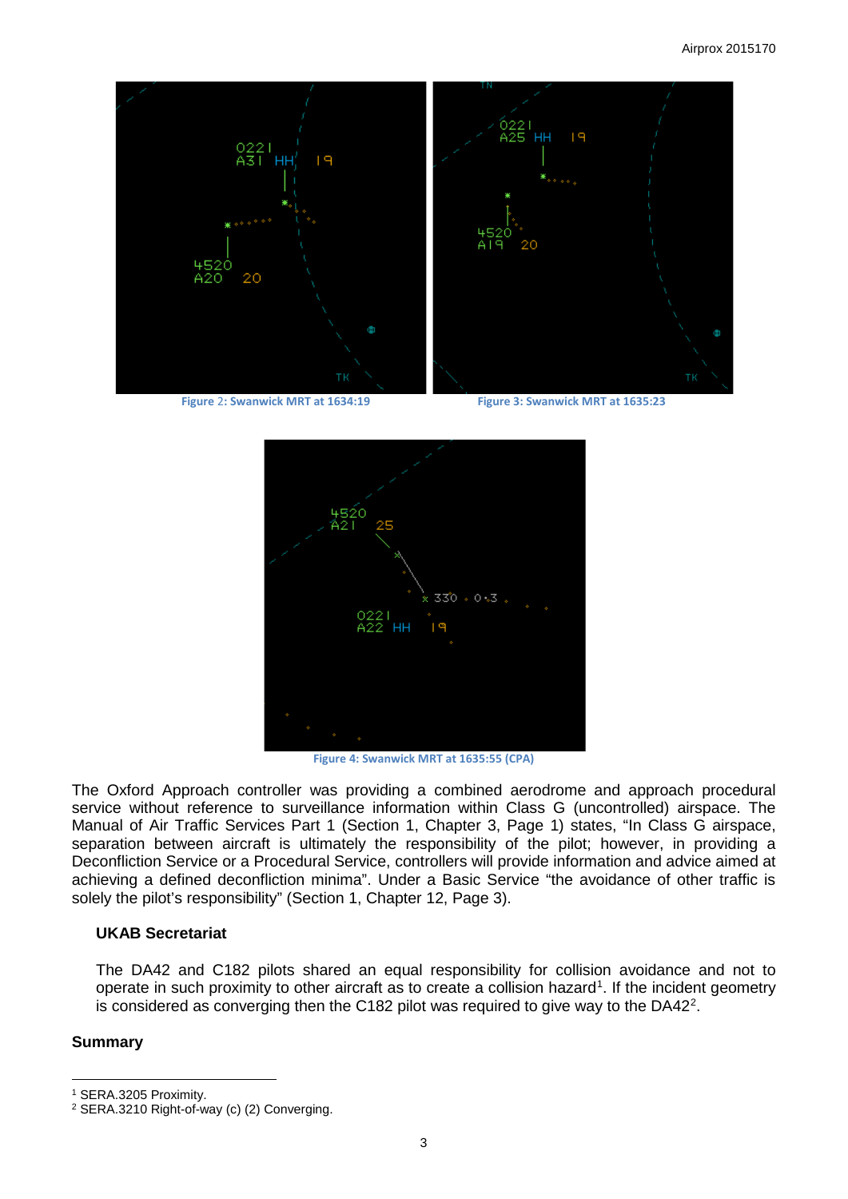Figure 2: Swanwick MRT at 1634:19

Figure 3: Swanwick MRT at 1635:23

Figure 4: Swanwick MRT at 1635:55 (CPA)

The Oxford Approach controller was providing a combined aerodrome and approach procedural service without reference to surveillance information within Class G (uncontrolled) airspace. The Manual of Air Traffic Services Part 1 (Section 1, Chapter 3, Page 1) states, "In Class G airspace, separation between aircraft is ultimately the responsibility of the pilot; however, in providing a Deconfliction Service or a Procedural Service, controllers will provide information and advice aimed at achieving a defined deconfliction minima". Under a Basic Service "the avoidance of other traffic is solely the pilot's responsibility" (Section 1, Chapter 12, Page 3).

**UKAB Secretariat**

The DA42 and C182 pilots shared an equal responsibility for collision avoidance and not to operate in such proximity to other aircraft as to create a collision hazard[1]. If the incident geometry is considered as converging then the C182 pilot was required to give way to the DA42[2].

**Summary**

[1] SERA.3205 Proximity.

[2] SERA.3210 Right-of-way (c) (2) Converging.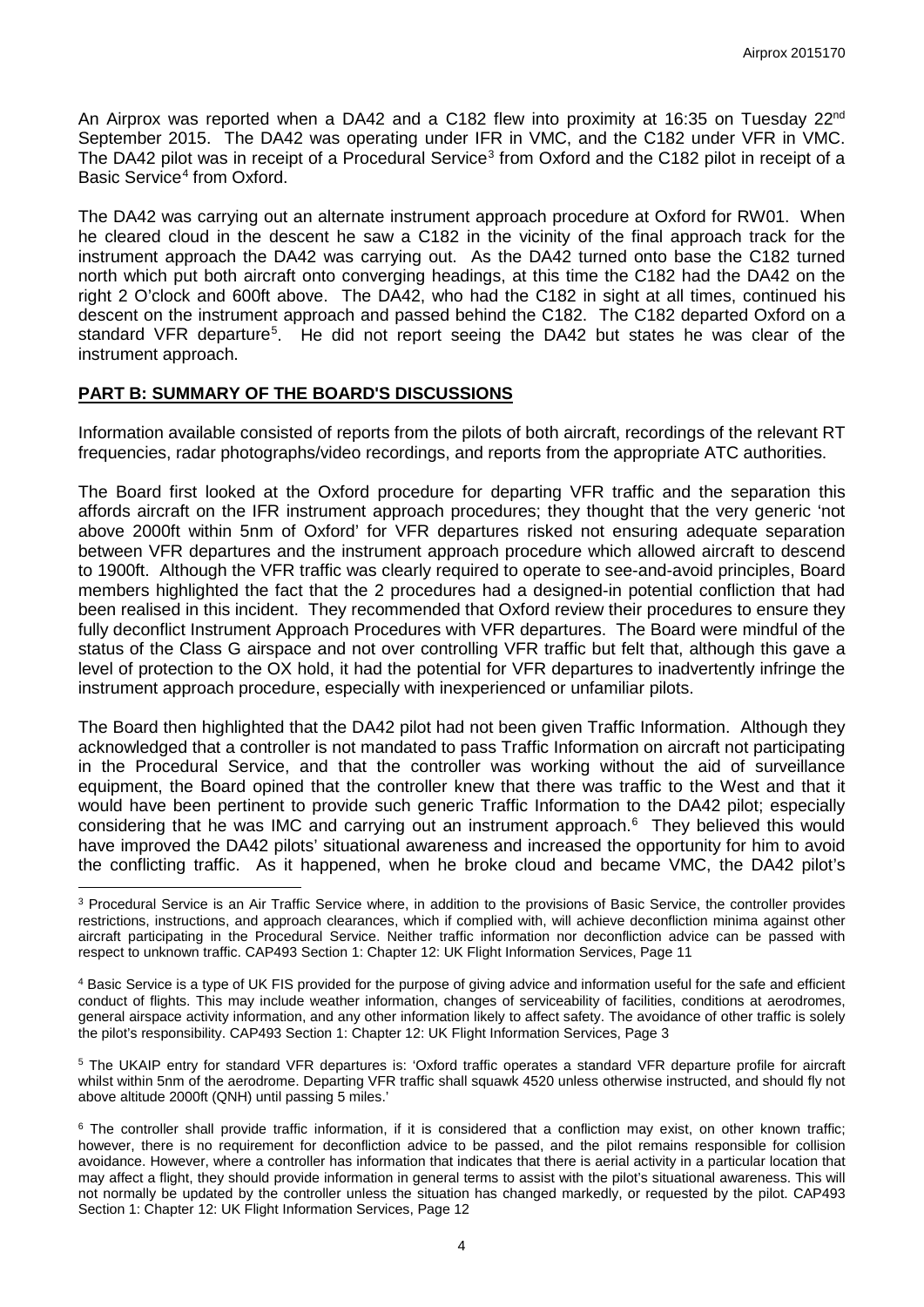An Airprox was reported when a DA42 and a C182 flew into proximity at 16:35 on Tuesday 22nd September 2015. The DA42 was operating under IFR in VMC, and the C182 under VFR in VMC. The DA42 pilot was in receipt of a Procedural Service[3] from Oxford and the C182 pilot in receipt of a Basic Service[4] from Oxford.

The DA42 was carrying out an alternate instrument approach procedure at Oxford for RW01. When he cleared cloud in the descent he saw a C182 in the vicinity of the final approach track for the instrument approach the DA42 was carrying out. As the DA42 turned onto base the C182 turned north which put both aircraft onto converging headings, at this time the C182 had the DA42 on the right 2 O'clock and 600ft above. The DA42, who had the C182 in sight at all times, continued his descent on the instrument approach and passed behind the C182. The C182 departed Oxford on a standard VFR departure[5]. He did not report seeing the DA42 but states he was clear of the instrument approach.

## PART B: SUMMARY OF THE BOARD'S DISCUSSIONS

Information available consisted of reports from the pilots of both aircraft, recordings of the relevant RT frequencies, radar photographs/video recordings, and reports from the appropriate ATC authorities.

The Board first looked at the Oxford procedure for departing VFR traffic and the separation this affords aircraft on the IFR instrument approach procedures; they thought that the very generic 'not above 2000ft within 5nm of Oxford' for VFR departures risked not ensuring adequate separation between VFR departures and the instrument approach procedure which allowed aircraft to descend to 1900ft. Although the VFR traffic was clearly required to operate to see-and-avoid principles, Board members highlighted the fact that the 2 procedures had a designed-in potential confliction that had been realised in this incident. They recommended that Oxford review their procedures to ensure they fully deconflict Instrument Approach Procedures with VFR departures. The Board were mindful of the status of the Class G airspace and not over controlling VFR traffic but felt that, although this gave a level of protection to the OX hold, it had the potential for VFR departures to inadvertently infringe the instrument approach procedure, especially with inexperienced or unfamiliar pilots.

The Board then highlighted that the DA42 pilot had not been given Traffic Information. Although they acknowledged that a controller is not mandated to pass Traffic Information on aircraft not participating in the Procedural Service, and that the controller was working without the aid of surveillance equipment, the Board opined that the controller knew that there was traffic to the West and that it would have been pertinent to provide such generic Traffic Information to the DA42 pilot; especially considering that he was IMC and carrying out an instrument approach.[6] They believed this would have improved the DA42 pilots' situational awareness and increased the opportunity for him to avoid the conflicting traffic. As it happened, when he broke cloud and became VMC, the DA42 pilot's

---

[3] Procedural Service is an Air Traffic Service where, in addition to the provisions of Basic Service, the controller provides restrictions, instructions, and approach clearances, which if complied with, will achieve deconfliction minima against other aircraft participating in the Procedural Service. Neither traffic information nor deconfliction advice can be passed with respect to unknown traffic. CAP493 Section 1: Chapter 12: UK Flight Information Services, Page 11

[4] Basic Service is a type of UK FIS provided for the purpose of giving advice and information useful for the safe and efficient conduct of flights. This may include weather information, changes of serviceability of facilities, conditions at aerodromes, general airspace activity information, and any other information likely to affect safety. The avoidance of other traffic is solely the pilot's responsibility. CAP493 Section 1: Chapter 12: UK Flight Information Services, Page 3

[5] The UKAIP entry for standard VFR departures is: 'Oxford traffic operates a standard VFR departure profile for aircraft whilst within 5nm of the aerodrome. Departing VFR traffic shall squawk 4520 unless otherwise instructed, and should fly not above altitude 2000ft (QNH) until passing 5 miles.'

[6] The controller shall provide traffic information, if it is considered that a confliction may exist, on other known traffic; however, there is no requirement for deconfliction advice to be passed, and the pilot remains responsible for collision avoidance. However, where a controller has information that indicates that there is aerial activity in a particular location that may affect a flight, they should provide information in general terms to assist with the pilot's situational awareness. This will not normally be updated by the controller unless the situation has changed markedly, or requested by the pilot. CAP493 Section 1: Chapter 12: UK Flight Information Services, Page 12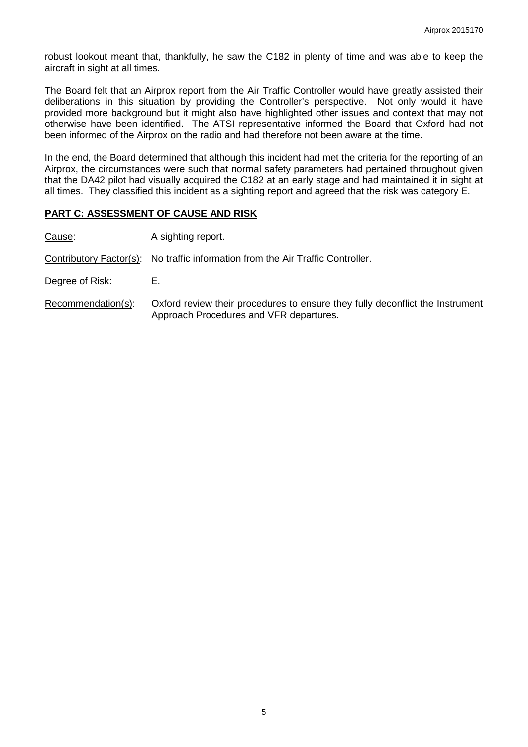robust lookout meant that, thankfully, he saw the C182 in plenty of time and was able to keep the aircraft in sight at all times.

The Board felt that an Airprox report from the Air Traffic Controller would have greatly assisted their deliberations in this situation by providing the Controller's perspective. Not only would it have provided more background but it might also have highlighted other issues and context that may not otherwise have been identified. The ATSI representative informed the Board that Oxford had not been informed of the Airprox on the radio and had therefore not been aware at the time.

In the end, the Board determined that although this incident had met the criteria for the reporting of an Airprox, the circumstances were such that normal safety parameters had pertained throughout given that the DA42 pilot had visually acquired the C182 at an early stage and had maintained it in sight at all times. They classified this incident as a sighting report and agreed that the risk was category E.

## PART C: ASSESSMENT OF CAUSE AND RISK

Cause: A sighting report.

Contributory Factor(s): No traffic information from the Air Traffic Controller.

Degree of Risk: E.

Recommendation(s): Oxford review their procedures to ensure they fully deconflict the Instrument Approach Procedures and VFR departures.